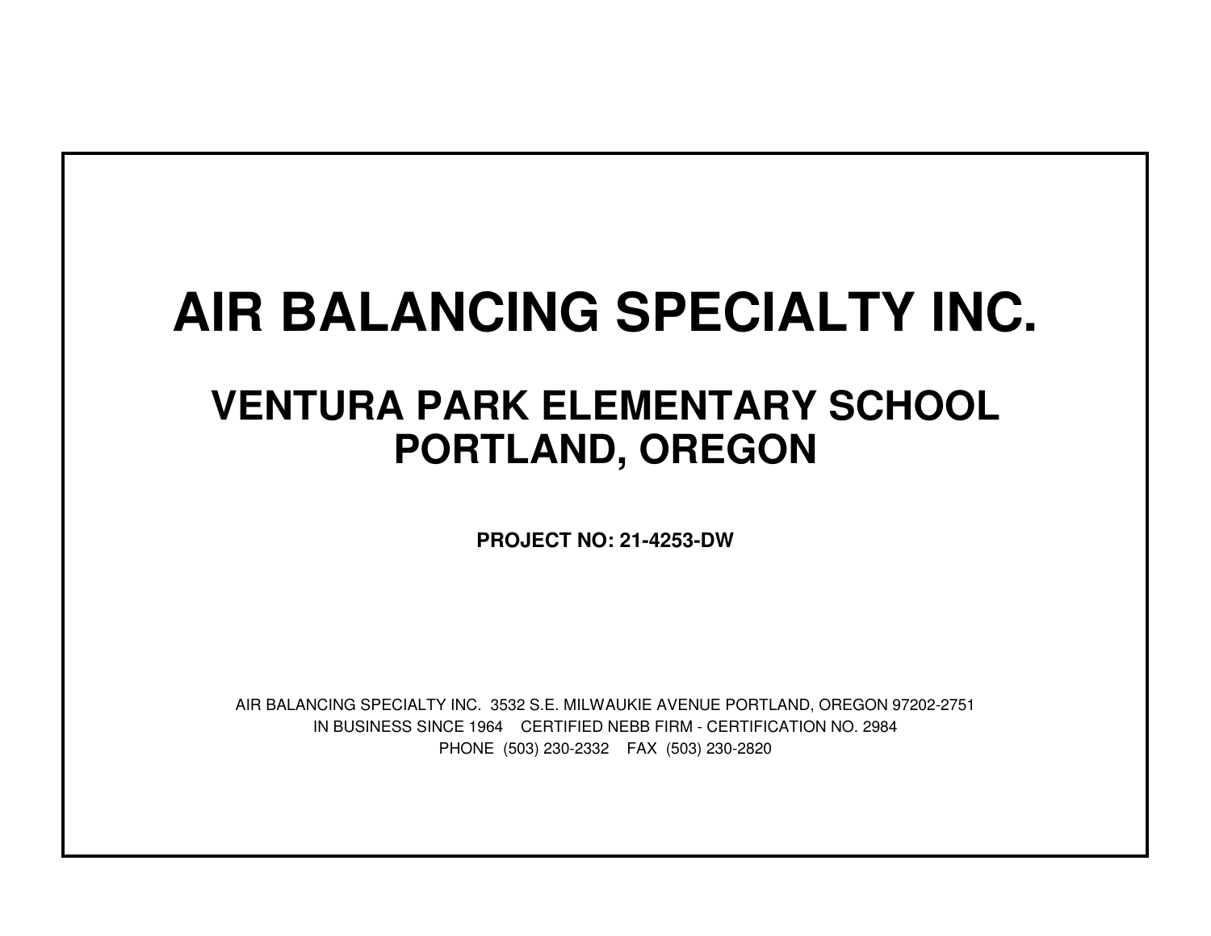# AIR BALANCING SPECIALTY INC.

## VENTURA PARK ELEMENTARY SCHOOL
## PORTLAND, OREGON

**PROJECT NO: 21-4253-DW**

AIR BALANCING SPECIALTY INC. 3532 S.E. MILWAUKIE AVENUE PORTLAND, OREGON 97202-2751

IN BUSINESS SINCE 1964 CERTIFIED NEBB FIRM - CERTIFICATION NO. 2984

PHONE (503) 230-2332 FAX (503) 230-2820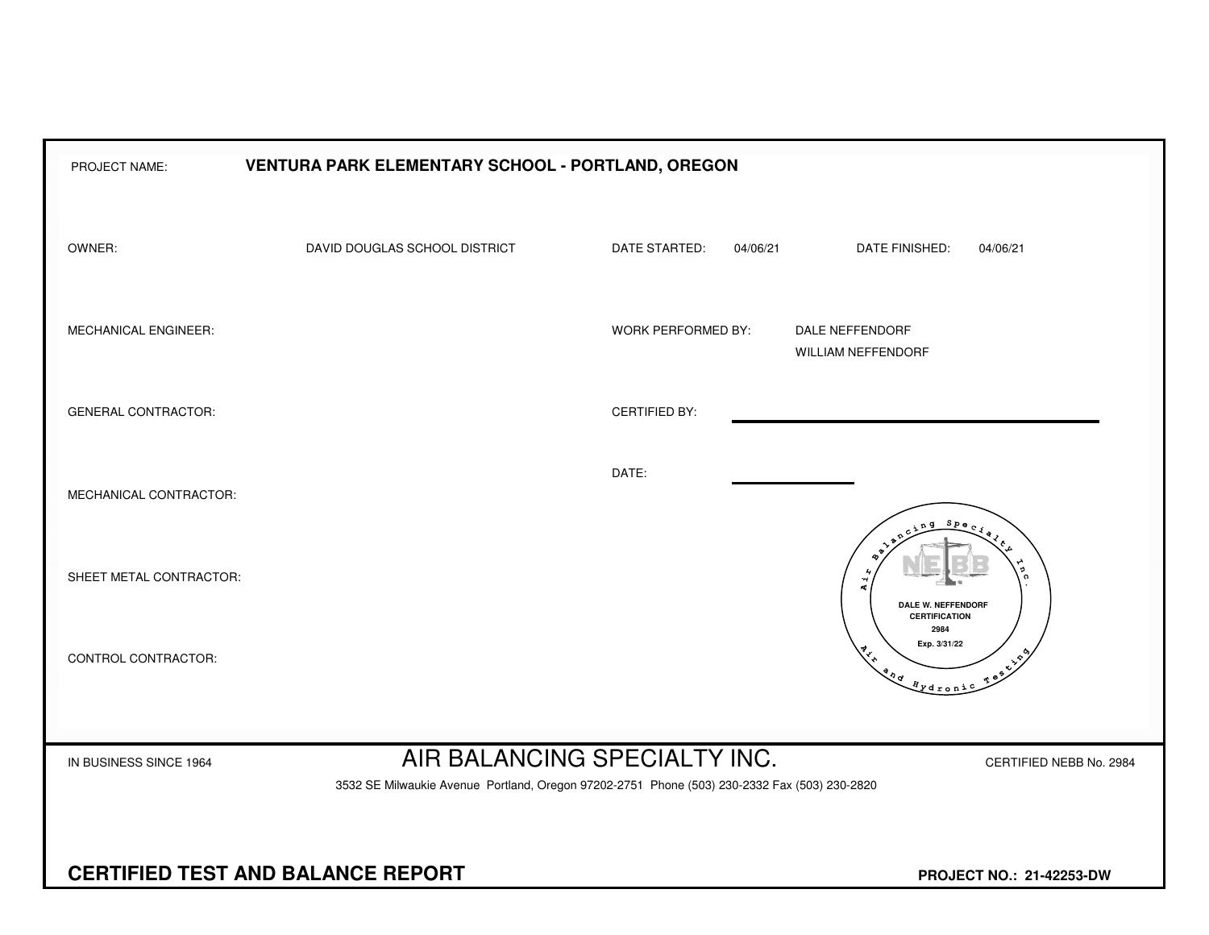| | | | | | |
|---|---|---|---|---|---|
| PROJECT NAME: | **VENTURA PARK ELEMENTARY SCHOOL - PORTLAND, OREGON** | | | | |
| OWNER: | DAVID DOUGLAS SCHOOL DISTRICT | DATE STARTED: | 04/06/21 | DATE FINISHED: | 04/06/21 |
| MECHANICAL ENGINEER: | | WORK PERFORMED BY: | DALE NEFFENDORF<br>WILLIAM NEFFENDORF | | |
| GENERAL CONTRACTOR: | | CERTIFIED BY: | | | |
| MECHANICAL CONTRACTOR: | | DATE: | | | |
| SHEET METAL CONTRACTOR: | | | | | |
| CONTROL CONTRACTOR: | | | | | |

Air Balancing Specialty Inc.
NEBB
DALE W. NEFFENDORF
CERTIFICATION
2984
Exp. 3/31/22
Air and Hydronic Testing

IN BUSINESS SINCE 1964

# AIR BALANCING SPECIALTY INC.

CERTIFIED NEBB No. 2984

3532 SE Milwaukie Avenue Portland, Oregon 97202-2751 Phone (503) 230-2332 Fax (503) 230-2820

**CERTIFIED TEST AND BALANCE REPORT**

**PROJECT NO.: 21-42253-DW**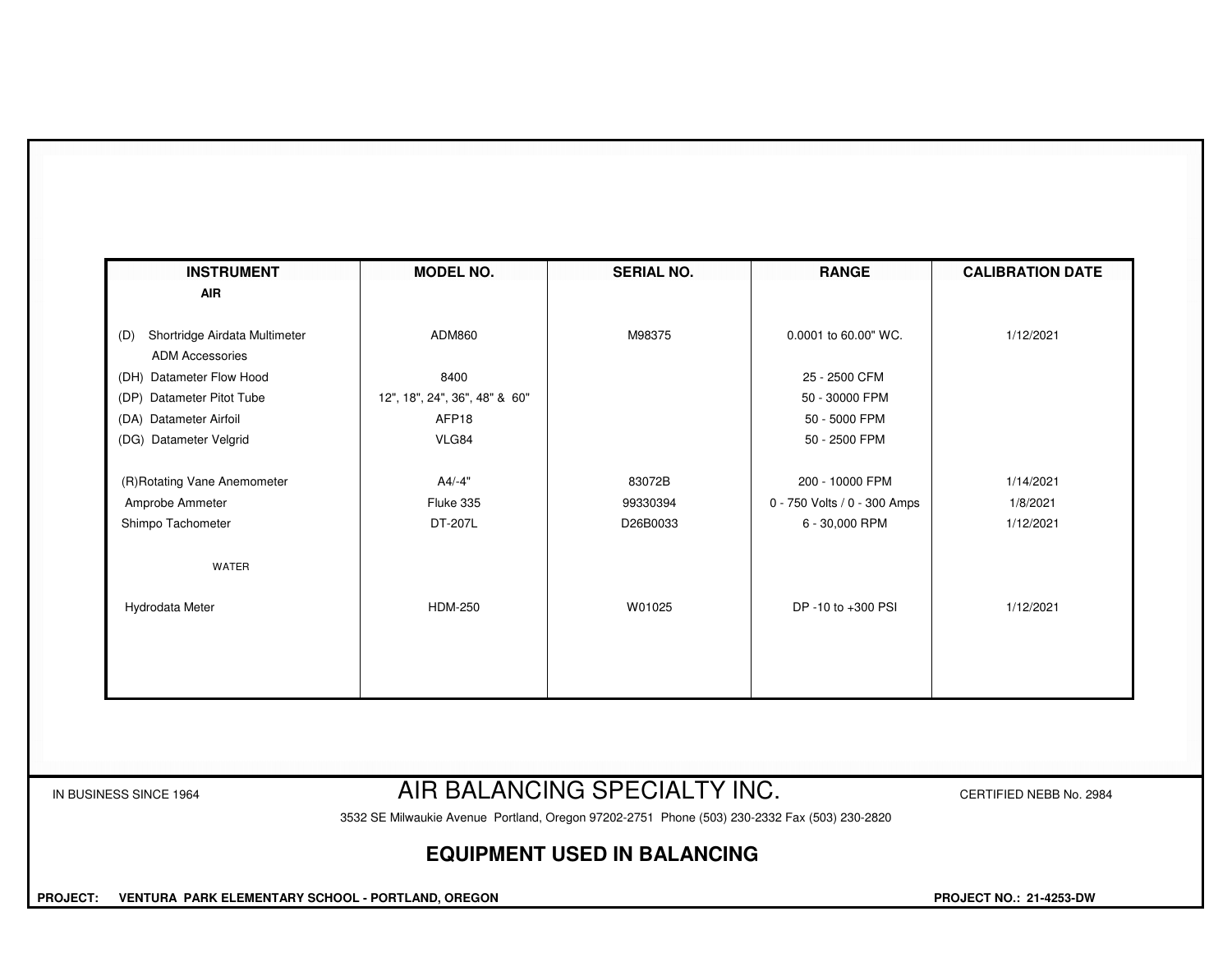| INSTRUMENT | MODEL NO. | SERIAL NO. | RANGE | CALIBRATION DATE |
|---|---|---|---|---|
| **AIR** | | | | |
| (D) Shortridge Airdata Multimeter | ADM860 | M98375 | 0.0001 to 60.00" WC. | 1/12/2021 |
| ADM Accessories | | | | |
| (DH) Datameter Flow Hood | 8400 | | 25 - 2500 CFM | |
| (DP) Datameter Pitot Tube | 12", 18", 24", 36", 48" & 60" | | 50 - 30000 FPM | |
| (DA) Datameter Airfoil | AFP18 | | 50 - 5000 FPM | |
| (DG) Datameter Velgrid | VLG84 | | 50 - 2500 FPM | |
| (R)Rotating Vane Anemometer | A4/-4" | 83072B | 200 - 10000 FPM | 1/14/2021 |
| Amprobe Ammeter | Fluke 335 | 99330394 | 0 - 750 Volts / 0 - 300 Amps | 1/8/2021 |
| Shimpo Tachometer | DT-207L | D26B0033 | 6 - 30,000 RPM | 1/12/2021 |
| WATER | | | | |
| Hydrodata Meter | HDM-250 | W01025 | DP -10 to +300 PSI | 1/12/2021 |

IN BUSINESS SINCE 1964

# AIR BALANCING SPECIALTY INC.

CERTIFIED NEBB No. 2984

3532 SE Milwaukie Avenue Portland, Oregon 97202-2751 Phone (503) 230-2332 Fax (503) 230-2820

## EQUIPMENT USED IN BALANCING

**PROJECT: VENTURA PARK ELEMENTARY SCHOOL - PORTLAND, OREGON**

**PROJECT NO.: 21-4253-DW**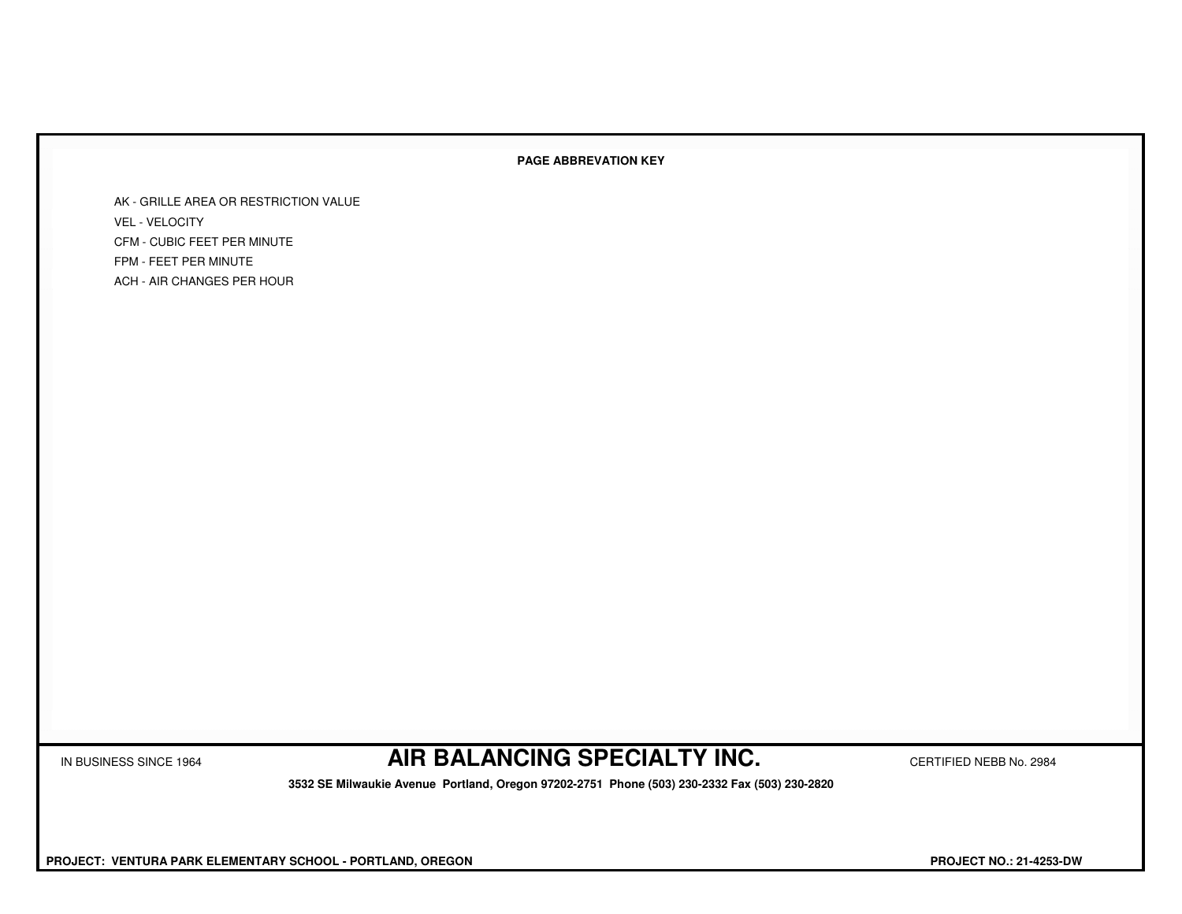**PAGE ABBREVATION KEY**

AK - GRILLE AREA OR RESTRICTION VALUE

VEL - VELOCITY

CFM - CUBIC FEET PER MINUTE

FPM - FEET PER MINUTE

ACH - AIR CHANGES PER HOUR

IN BUSINESS SINCE 1964

# AIR BALANCING SPECIALTY INC.

CERTIFIED NEBB No. 2984

**3532 SE Milwaukie Avenue Portland, Oregon 97202-2751 Phone (503) 230-2332 Fax (503) 230-2820**

**PROJECT: VENTURA PARK ELEMENTARY SCHOOL - PORTLAND, OREGON**

**PROJECT NO.: 21-4253-DW**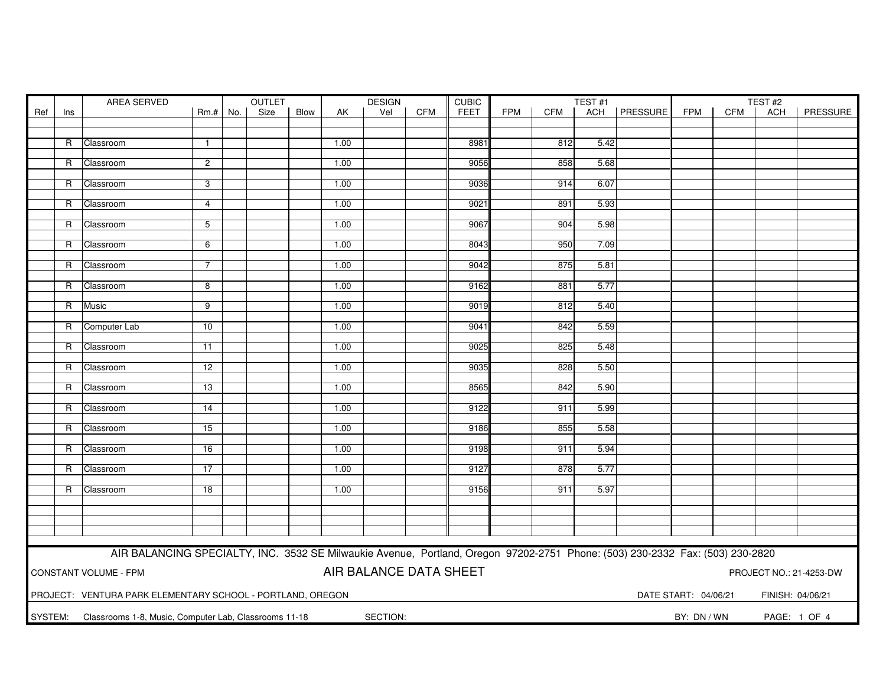| Ref | Ins | AREA SERVED | Rm.# | OUTLET No. | OUTLET Size | OUTLET Blow | AK | DESIGN Vel | DESIGN CFM | CUBIC FEET | TEST #1 FPM | TEST #1 CFM | TEST #1 ACH | TEST #1 PRESSURE | TEST #2 FPM | TEST #2 CFM | TEST #2 ACH | TEST #2 PRESSURE |
|---|---|---|---|---|---|---|---|---|---|---|---|---|---|---|---|---|---|---|
| | R | Classroom | 1 | | | | 1.00 | | | 8981 | | 812 | 5.42 | | | | | |
| | R | Classroom | 2 | | | | 1.00 | | | 9056 | | 858 | 5.68 | | | | | |
| | R | Classroom | 3 | | | | 1.00 | | | 9036 | | 914 | 6.07 | | | | | |
| | R | Classroom | 4 | | | | 1.00 | | | 9021 | | 891 | 5.93 | | | | | |
| | R | Classroom | 5 | | | | 1.00 | | | 9067 | | 904 | 5.98 | | | | | |
| | R | Classroom | 6 | | | | 1.00 | | | 8043 | | 950 | 7.09 | | | | | |
| | R | Classroom | 7 | | | | 1.00 | | | 9042 | | 875 | 5.81 | | | | | |
| | R | Classroom | 8 | | | | 1.00 | | | 9162 | | 881 | 5.77 | | | | | |
| | R | Music | 9 | | | | 1.00 | | | 9019 | | 812 | 5.40 | | | | | |
| | R | Computer Lab | 10 | | | | 1.00 | | | 9041 | | 842 | 5.59 | | | | | |
| | R | Classroom | 11 | | | | 1.00 | | | 9025 | | 825 | 5.48 | | | | | |
| | R | Classroom | 12 | | | | 1.00 | | | 9035 | | 828 | 5.50 | | | | | |
| | R | Classroom | 13 | | | | 1.00 | | | 8565 | | 842 | 5.90 | | | | | |
| | R | Classroom | 14 | | | | 1.00 | | | 9122 | | 911 | 5.99 | | | | | |
| | R | Classroom | 15 | | | | 1.00 | | | 9186 | | 855 | 5.58 | | | | | |
| | R | Classroom | 16 | | | | 1.00 | | | 9198 | | 911 | 5.94 | | | | | |
| | R | Classroom | 17 | | | | 1.00 | | | 9127 | | 878 | 5.77 | | | | | |
| | R | Classroom | 18 | | | | 1.00 | | | 9156 | | 911 | 5.97 | | | | | |

AIR BALANCING SPECIALTY, INC. 3532 SE Milwaukie Avenue, Portland, Oregon 97202-2751 Phone: (503) 230-2332 Fax: (503) 230-2820

CONSTANT VOLUME - FPM

## AIR BALANCE DATA SHEET

PROJECT NO.: 21-4253-DW

PROJECT: VENTURA PARK ELEMENTARY SCHOOL - PORTLAND, OREGON

DATE START: 04/06/21 FINISH: 04/06/21

SYSTEM: Classrooms 1-8, Music, Computer Lab, Classrooms 11-18 SECTION:

BY: DN / WN PAGE: 1 OF 4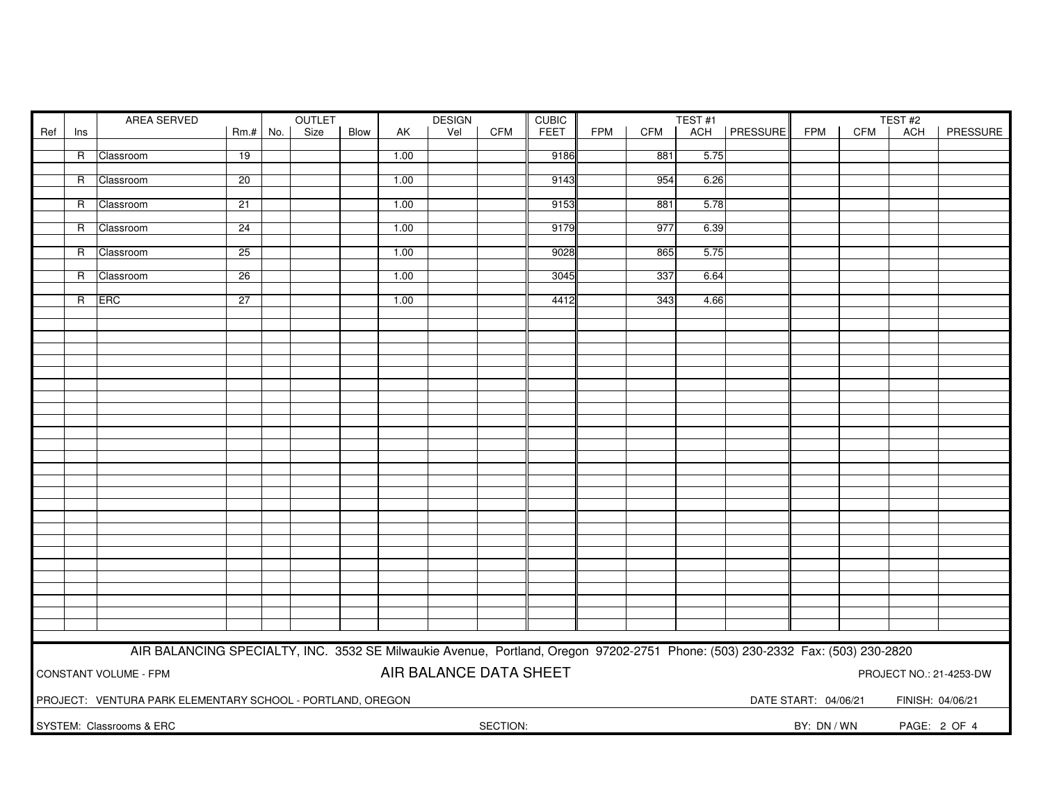| Ref | Ins | AREA SERVED | Rm.# | OUTLET No. | OUTLET Size | OUTLET Blow | DESIGN AK | DESIGN Vel | DESIGN CFM | CUBIC FEET | TEST #1 FPM | TEST #1 CFM | TEST #1 ACH | TEST #1 PRESSURE | TEST #2 FPM | TEST #2 CFM | TEST #2 ACH | TEST #2 PRESSURE |
|---|---|---|---|---|---|---|---|---|---|---|---|---|---|---|---|---|---|---|
| | R | Classroom | 19 | | | | 1.00 | | | 9186 | | 881 | 5.75 | | | | | |
| | R | Classroom | 20 | | | | 1.00 | | | 9143 | | 954 | 6.26 | | | | | |
| | R | Classroom | 21 | | | | 1.00 | | | 9153 | | 881 | 5.78 | | | | | |
| | R | Classroom | 24 | | | | 1.00 | | | 9179 | | 977 | 6.39 | | | | | |
| | R | Classroom | 25 | | | | 1.00 | | | 9028 | | 865 | 5.75 | | | | | |
| | R | Classroom | 26 | | | | 1.00 | | | 3045 | | 337 | 6.64 | | | | | |
| | R | ERC | 27 | | | | 1.00 | | | 4412 | | 343 | 4.66 | | | | | |

AIR BALANCING SPECIALTY, INC. 3532 SE Milwaukie Avenue, Portland, Oregon 97202-2751 Phone: (503) 230-2332 Fax: (503) 230-2820

CONSTANT VOLUME - FPM

AIR BALANCE DATA SHEET

PROJECT NO.: 21-4253-DW

PROJECT: VENTURA PARK ELEMENTARY SCHOOL - PORTLAND, OREGON

DATE START: 04/06/21 FINISH: 04/06/21

SYSTEM: Classrooms & ERC

SECTION:

BY: DN / WN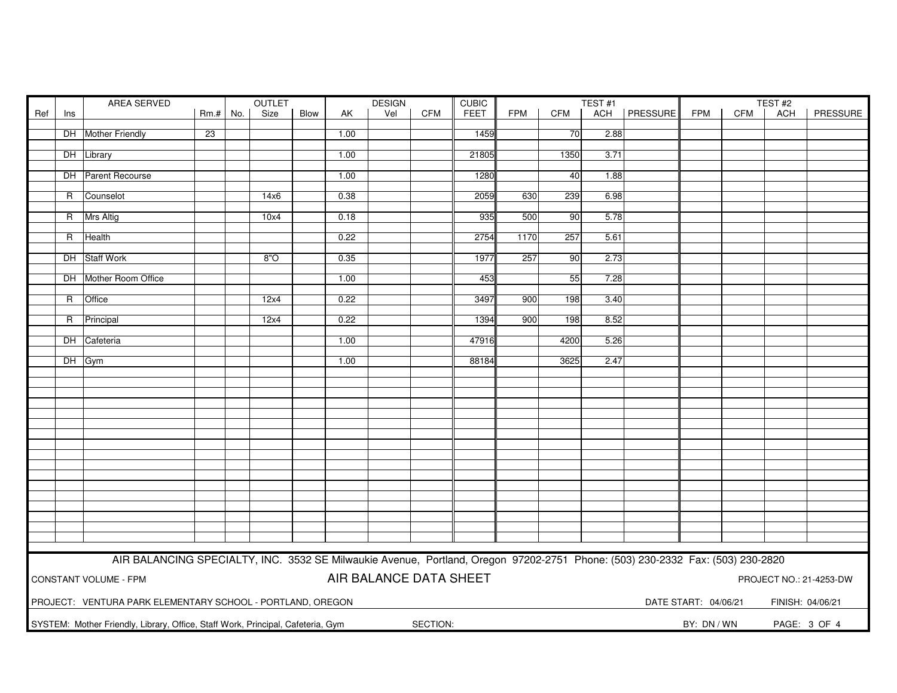| Ref | Ins | AREA SERVED | Rm.# | OUTLET No. | OUTLET Size | OUTLET Blow | AK | DESIGN Vel | DESIGN CFM | CUBIC FEET | TEST #1 FPM | TEST #1 CFM | TEST #1 ACH | TEST #1 PRESSURE | TEST #2 FPM | TEST #2 CFM | TEST #2 ACH | TEST #2 PRESSURE |
|---|---|---|---|---|---|---|---|---|---|---|---|---|---|---|---|---|---|---|
| | DH | Mother Friendly | 23 | | | | 1.00 | | | 1459 | | 70 | 2.88 | | | | | |
| | DH | Library | | | | | 1.00 | | | 21805 | | 1350 | 3.71 | | | | | |
| | DH | Parent Recourse | | | | | 1.00 | | | 1280 | | 40 | 1.88 | | | | | |
| | R | Counselot | | | 14x6 | | 0.38 | | | 2059 | 630 | 239 | 6.98 | | | | | |
| | R | Mrs Altig | | | 10x4 | | 0.18 | | | 935 | 500 | 90 | 5.78 | | | | | |
| | R | Health | | | | | 0.22 | | | 2754 | 1170 | 257 | 5.61 | | | | | |
| | DH | Staff Work | | | 8"O | | 0.35 | | | 1977 | 257 | 90 | 2.73 | | | | | |
| | DH | Mother Room Office | | | | | 1.00 | | | 453 | | 55 | 7.28 | | | | | |
| | R | Office | | | 12x4 | | 0.22 | | | 3497 | 900 | 198 | 3.40 | | | | | |
| | R | Principal | | | 12x4 | | 0.22 | | | 1394 | 900 | 198 | 8.52 | | | | | |
| | DH | Cafeteria | | | | | 1.00 | | | 47916 | | 4200 | 5.26 | | | | | |
| | DH | Gym | | | | | 1.00 | | | 88184 | | 3625 | 2.47 | | | | | |

AIR BALANCING SPECIALTY, INC. 3532 SE Milwaukie Avenue, Portland, Oregon 97202-2751 Phone: (503) 230-2332 Fax: (503) 230-2820

CONSTANT VOLUME - FPM

## AIR BALANCE DATA SHEET

PROJECT NO.: 21-4253-DW

PROJECT: VENTURA PARK ELEMENTARY SCHOOL - PORTLAND, OREGON

DATE START: 04/06/21 FINISH: 04/06/21

SYSTEM: Mother Friendly, Library, Office, Staff Work, Principal, Cafeteria, Gym

SECTION:

BY: DN / WN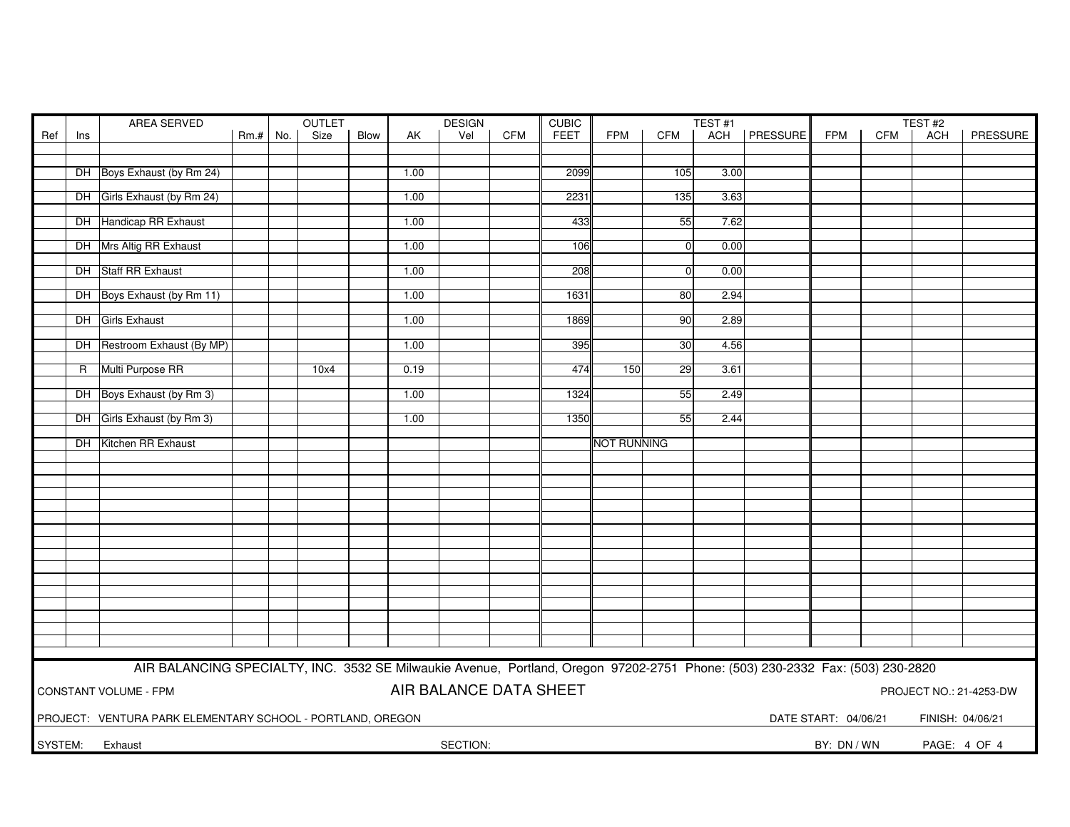| Ref | Ins | AREA SERVED | Rm.# | OUTLET No. | OUTLET Size | OUTLET Blow | DESIGN AK | DESIGN Vel | DESIGN CFM | CUBIC FEET | TEST #1 FPM | TEST #1 CFM | TEST #1 ACH | TEST #1 PRESSURE | TEST #2 FPM | TEST #2 CFM | TEST #2 ACH | TEST #2 PRESSURE |
|---|---|---|---|---|---|---|---|---|---|---|---|---|---|---|---|---|---|---|
| | DH | Boys Exhaust (by Rm 24) | | | | | 1.00 | | | 2099 | | 105 | 3.00 | | | | | |
| | DH | Girls Exhaust (by Rm 24) | | | | | 1.00 | | | 2231 | | 135 | 3.63 | | | | | |
| | DH | Handicap RR Exhaust | | | | | 1.00 | | | 433 | | 55 | 7.62 | | | | | |
| | DH | Mrs Altig RR Exhaust | | | | | 1.00 | | | 106 | | 0 | 0.00 | | | | | |
| | DH | Staff RR Exhaust | | | | | 1.00 | | | 208 | | 0 | 0.00 | | | | | |
| | DH | Boys Exhaust (by Rm 11) | | | | | 1.00 | | | 1631 | | 80 | 2.94 | | | | | |
| | DH | Girls Exhaust | | | | | 1.00 | | | 1869 | | 90 | 2.89 | | | | | |
| | DH | Restroom Exhaust (By MP) | | | | | 1.00 | | | 395 | | 30 | 4.56 | | | | | |
| | R | Multi Purpose RR | | | 10x4 | | 0.19 | | | 474 | 150 | 29 | 3.61 | | | | | |
| | DH | Boys Exhaust (by Rm 3) | | | | | 1.00 | | | 1324 | | 55 | 2.49 | | | | | |
| | DH | Girls Exhaust (by Rm 3) | | | | | 1.00 | | | 1350 | | 55 | 2.44 | | | | | |
| | DH | Kitchen RR Exhaust | | | | | | | | | NOT RUNNING | | | | | | | |

AIR BALANCING SPECIALTY, INC. 3532 SE Milwaukie Avenue, Portland, Oregon 97202-2751 Phone: (503) 230-2332 Fax: (503) 230-2820

CONSTANT VOLUME - FPM

AIR BALANCE DATA SHEET

PROJECT NO.: 21-4253-DW

PROJECT: VENTURA PARK ELEMENTARY SCHOOL - PORTLAND, OREGON

DATE START: 04/06/21 FINISH: 04/06/21

SYSTEM: Exhaust

SECTION:

BY: DN / WN